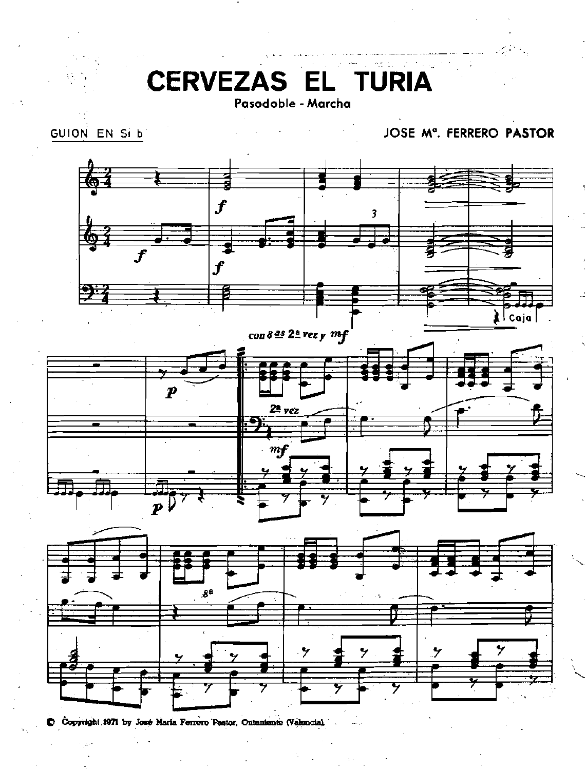# CERVEZAS EL TURIA

Pasodoble - Marcha

GUION EN Si b

JOSE Mª. FERRERO PASTOR

© Copyright 1971 by José María Ferrero Pastor, Onteniente (Valencia).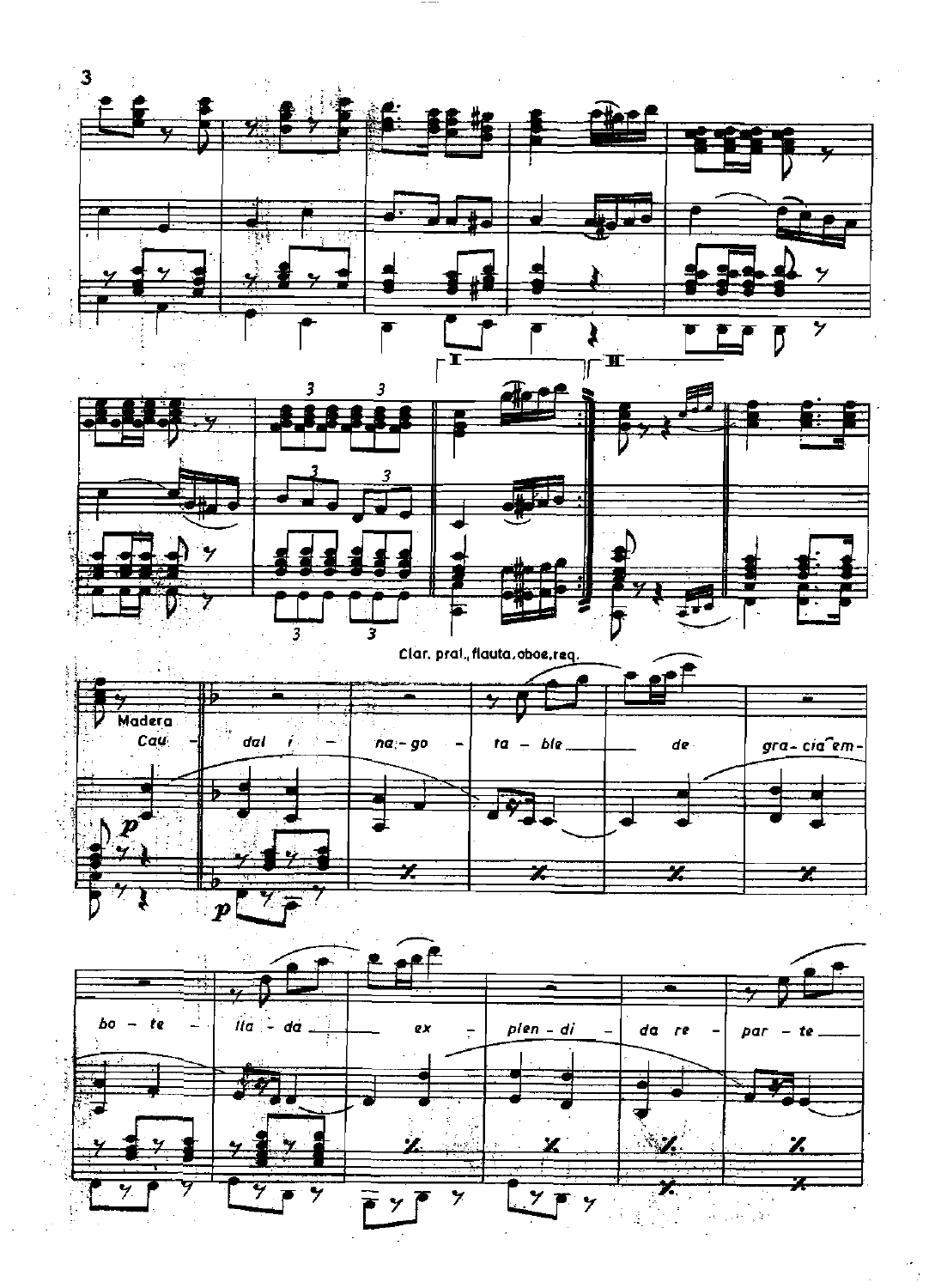Clar. pral., flauta, oboe, req.

Madera

Cau - dal i - na - go - ta - ble de gra - cia em - bo - te - lla - da ex - plen - di - da re - par - te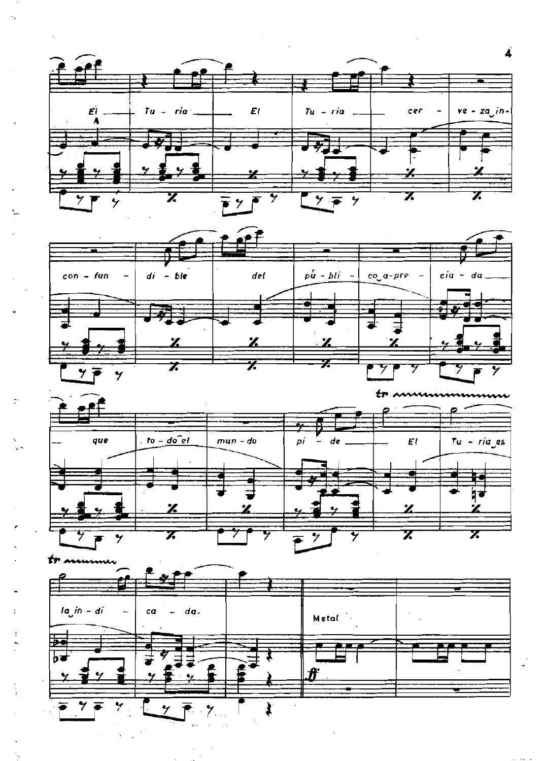El Tu - ria El Tu - ria cer - ve - za in-

con - fun - di - ble del pú - bli - co a - pre - cia - da

que to - do el mun - do pi - de El Tu - ria es

la in - di - ca - da.

Metal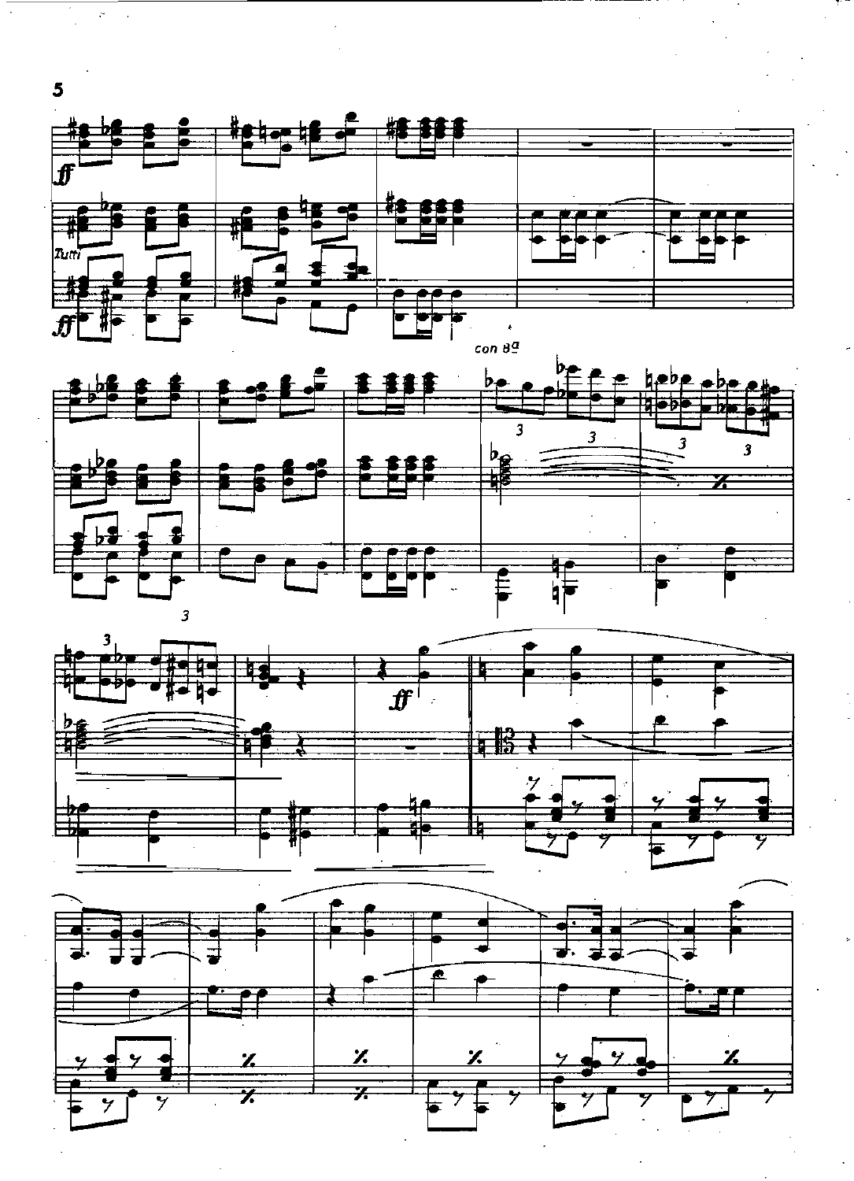*ff*

Tutti

*ff*

con 8a

*ff*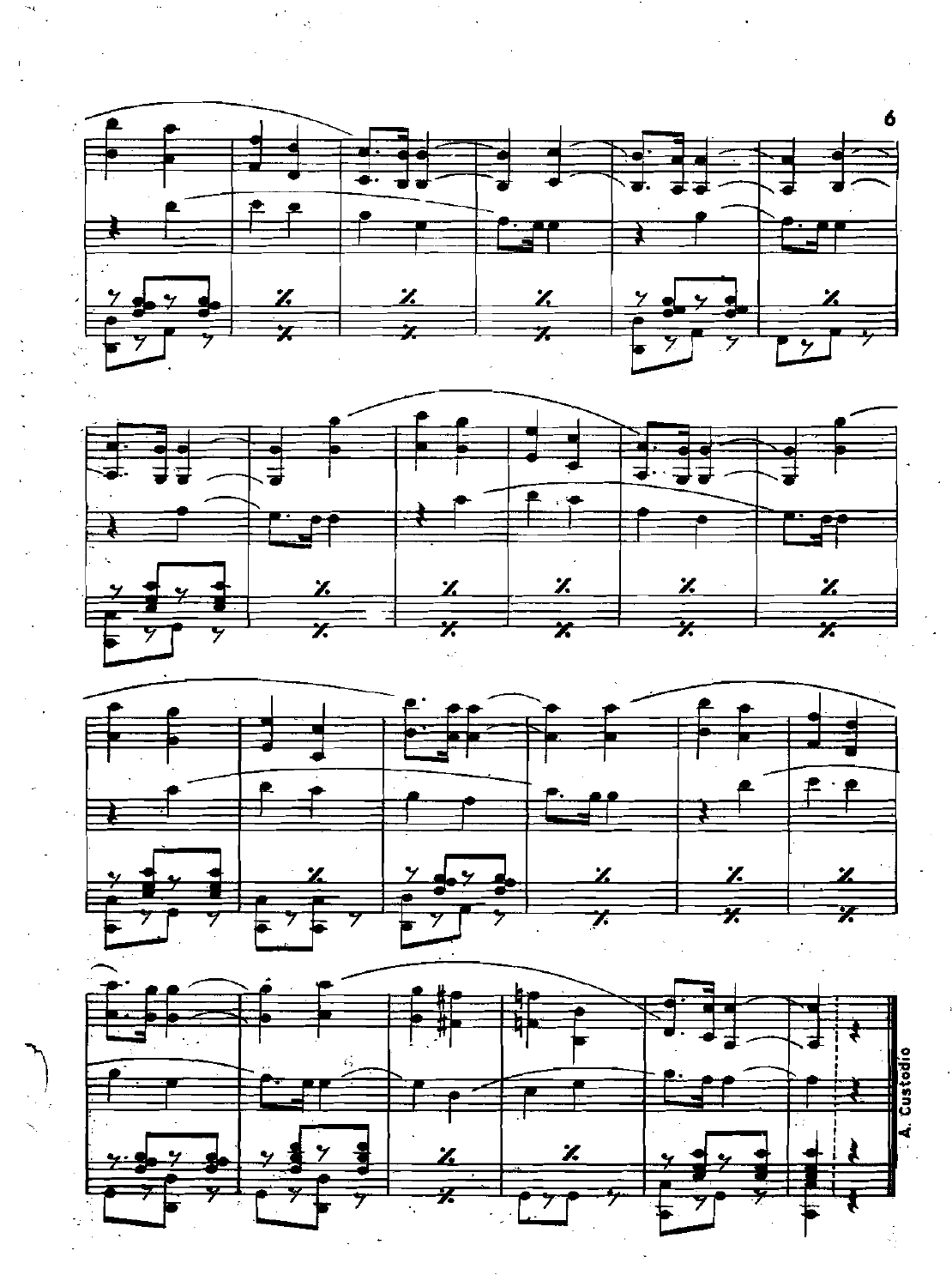A. Custodio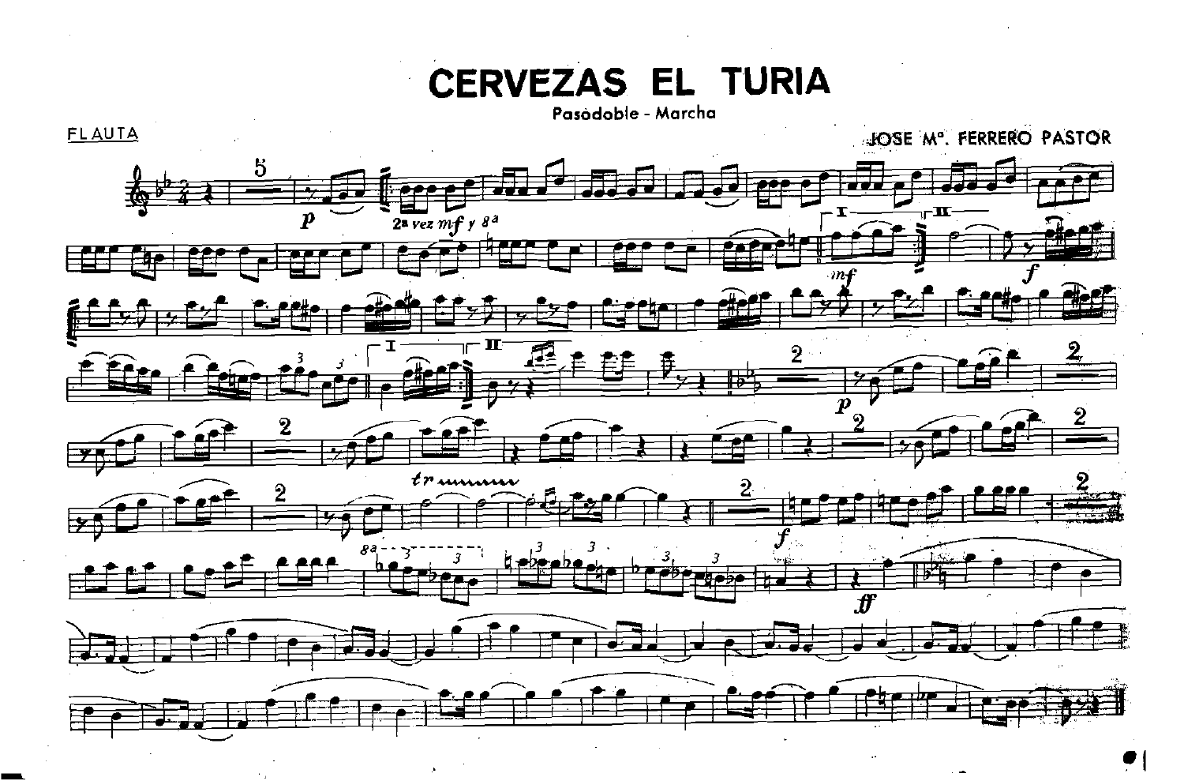# CERVEZAS EL TURIA

Pasodoble - Marcha

FLAUTA

JOSE Mª. FERRERO PASTOR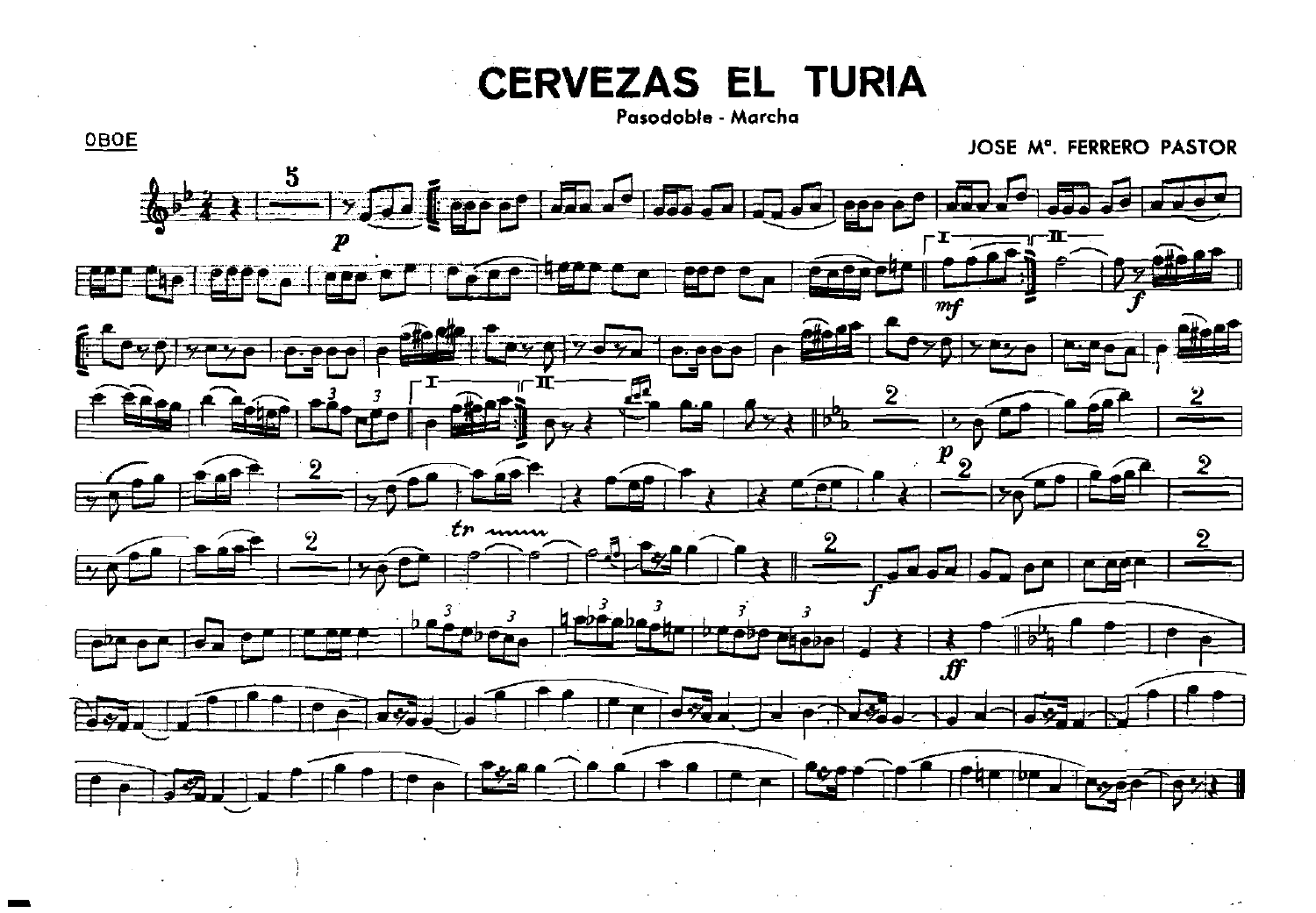# CERVEZAS EL TURIA

Pasodoble - Marcha

OBOE

JOSE Mª. FERRERO PASTOR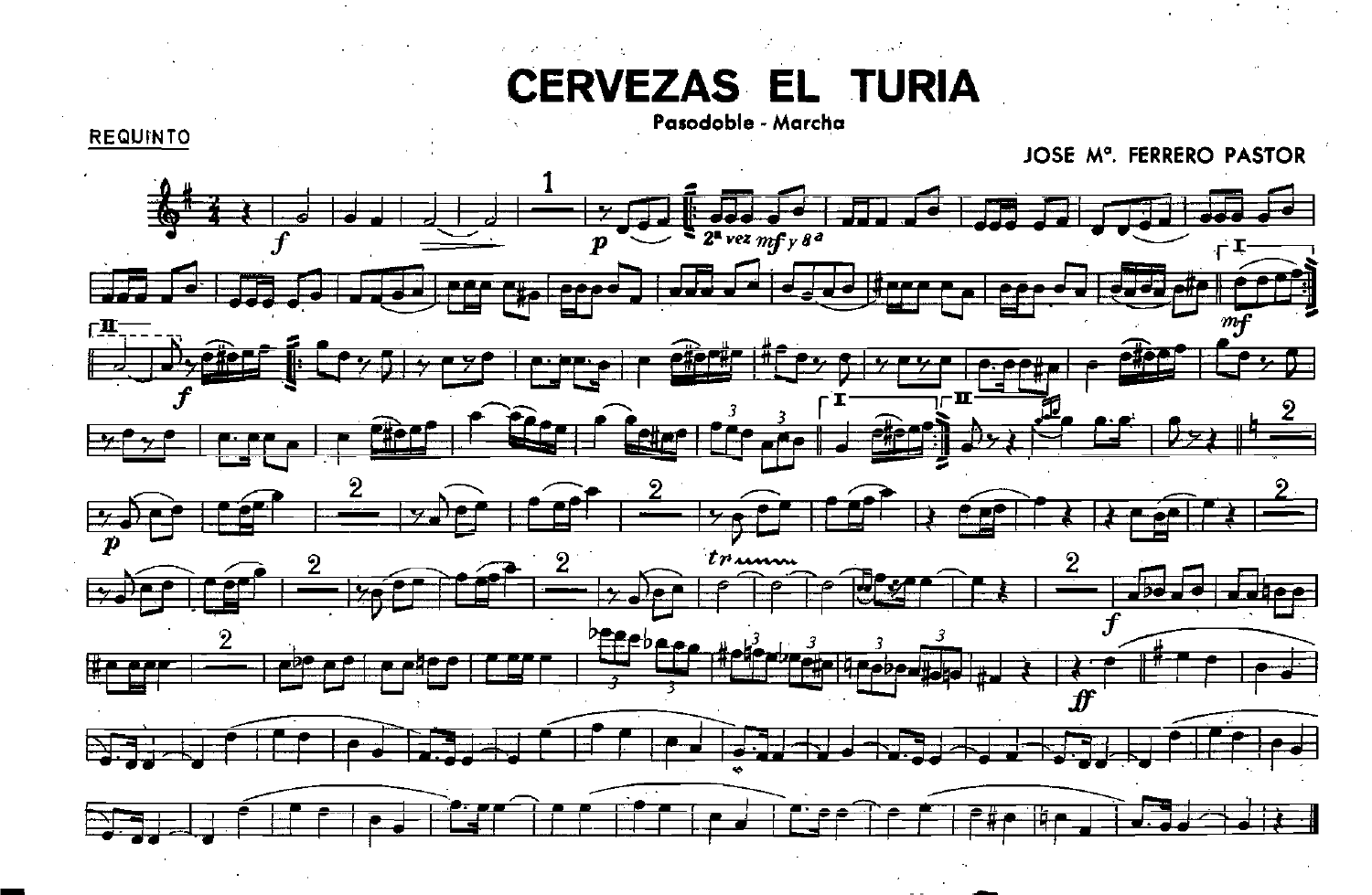# CERVEZAS EL TURIA

**Pasodoble - Marcha**

REQUINTO

JOSE Mª. FERRERO PASTOR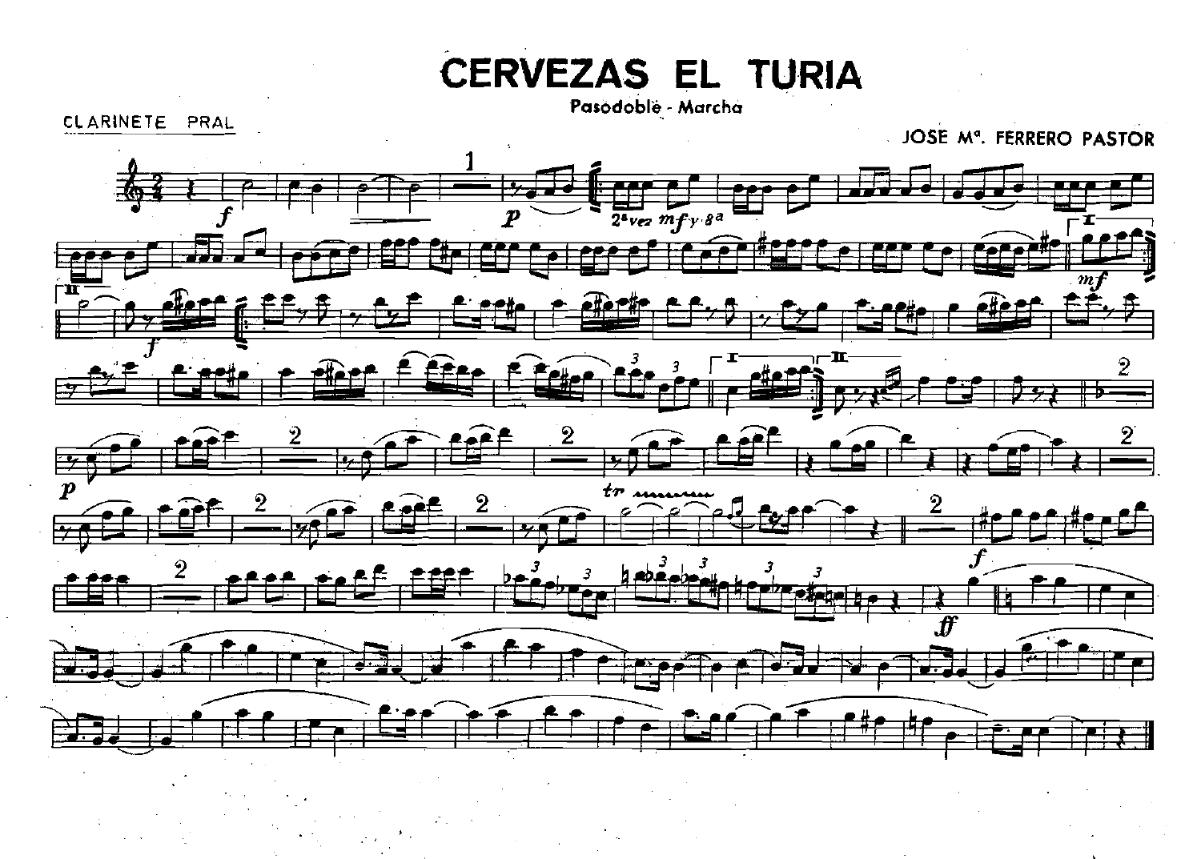# CERVEZAS EL TURIA

Pasodoble - Marcha

CLARINETE PRAL

JOSE Mª. FERRERO PASTOR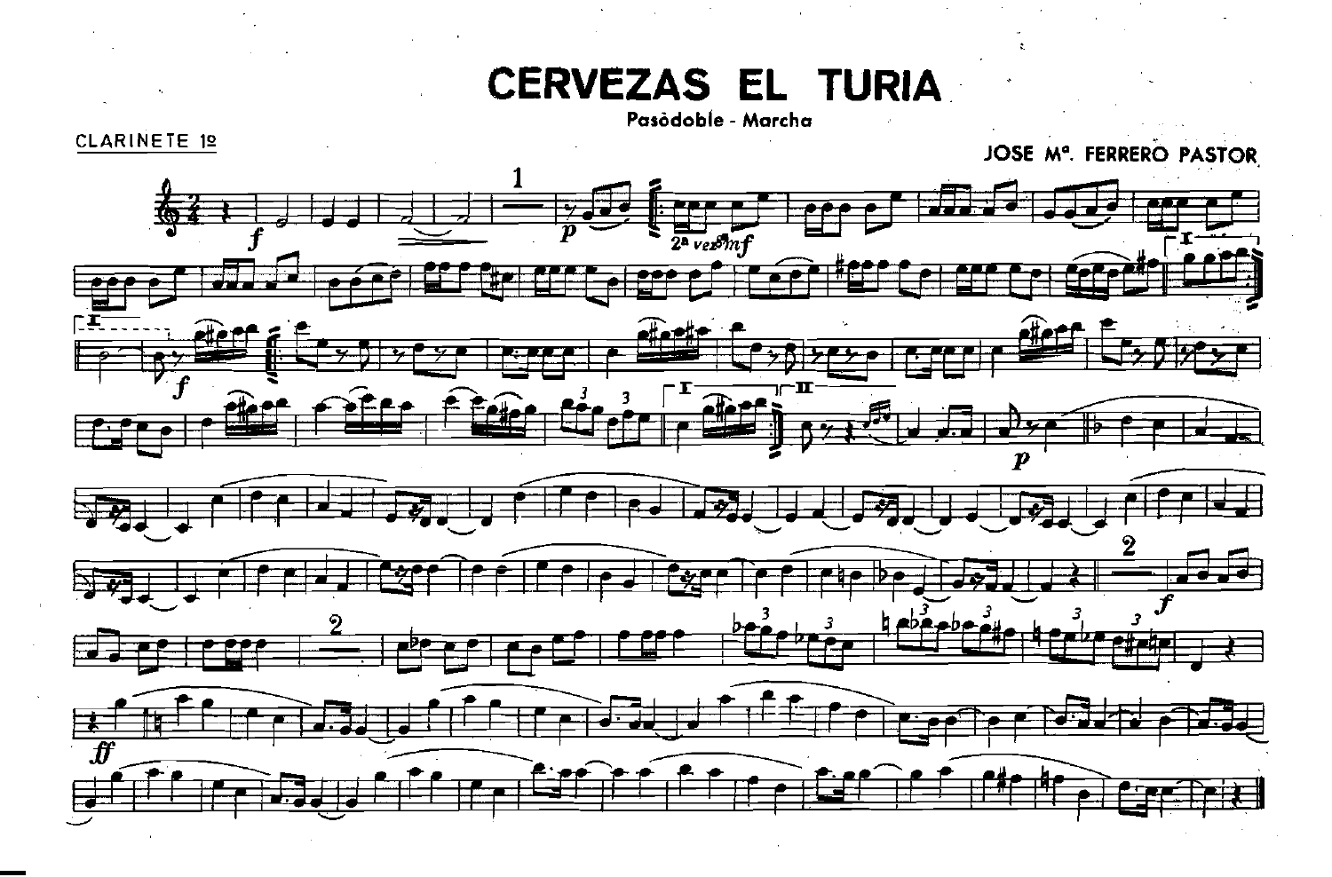# CERVEZAS EL TURIA

Pasòdoble - Marcha

CLARINETE 1º

JOSE Mª. FERRERO PASTOR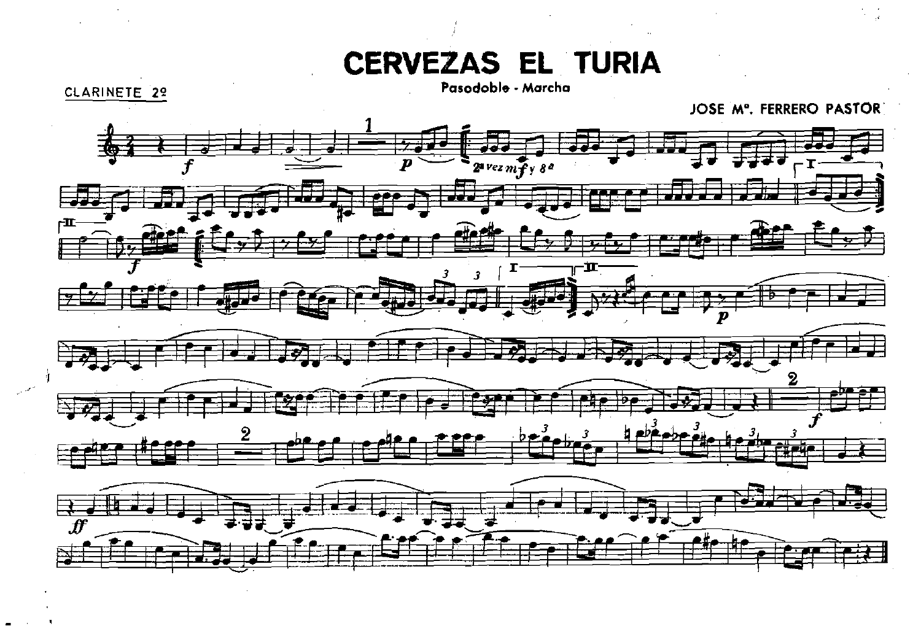# CERVEZAS EL TURIA

Pasodoble - Marcha

CLARINETE 2º

JOSE Mª. FERRERO PASTOR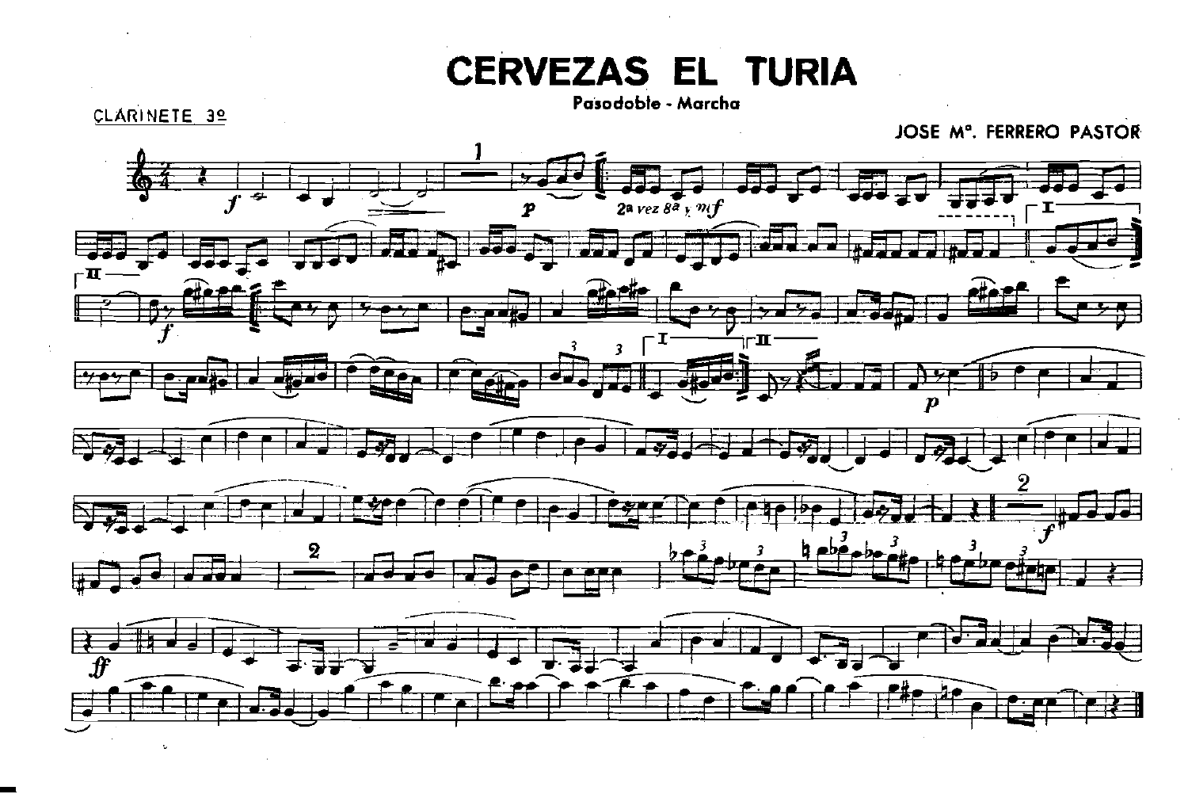# CERVEZAS EL TURIA

Pasodoble - Marcha

CLARINETE 3º

JOSE Mª. FERRERO PASTOR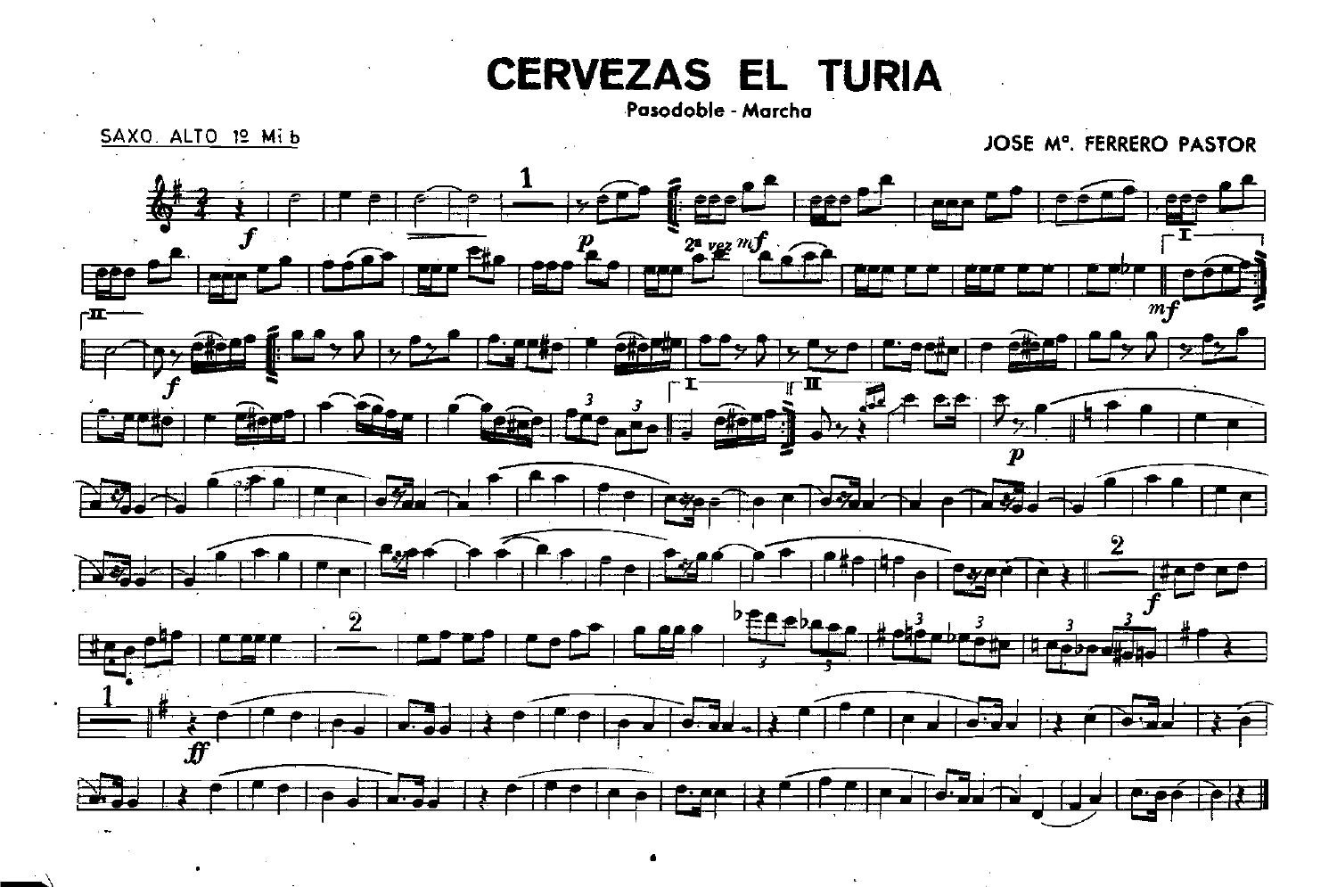# CERVEZAS EL TURIA

Pasodoble - Marcha

SAXO. ALTO 1º Mi b

JOSE Mª. FERRERO PASTOR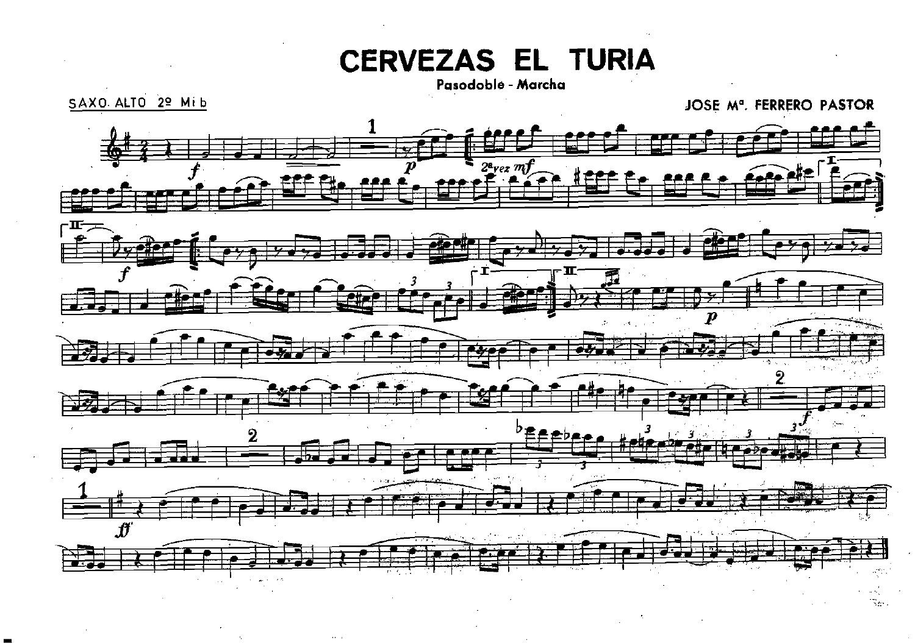# CERVEZAS EL TURIA

Pasodoble - Marcha

SAXO ALTO 2º Mi b

JOSE Mª. FERRERO PASTOR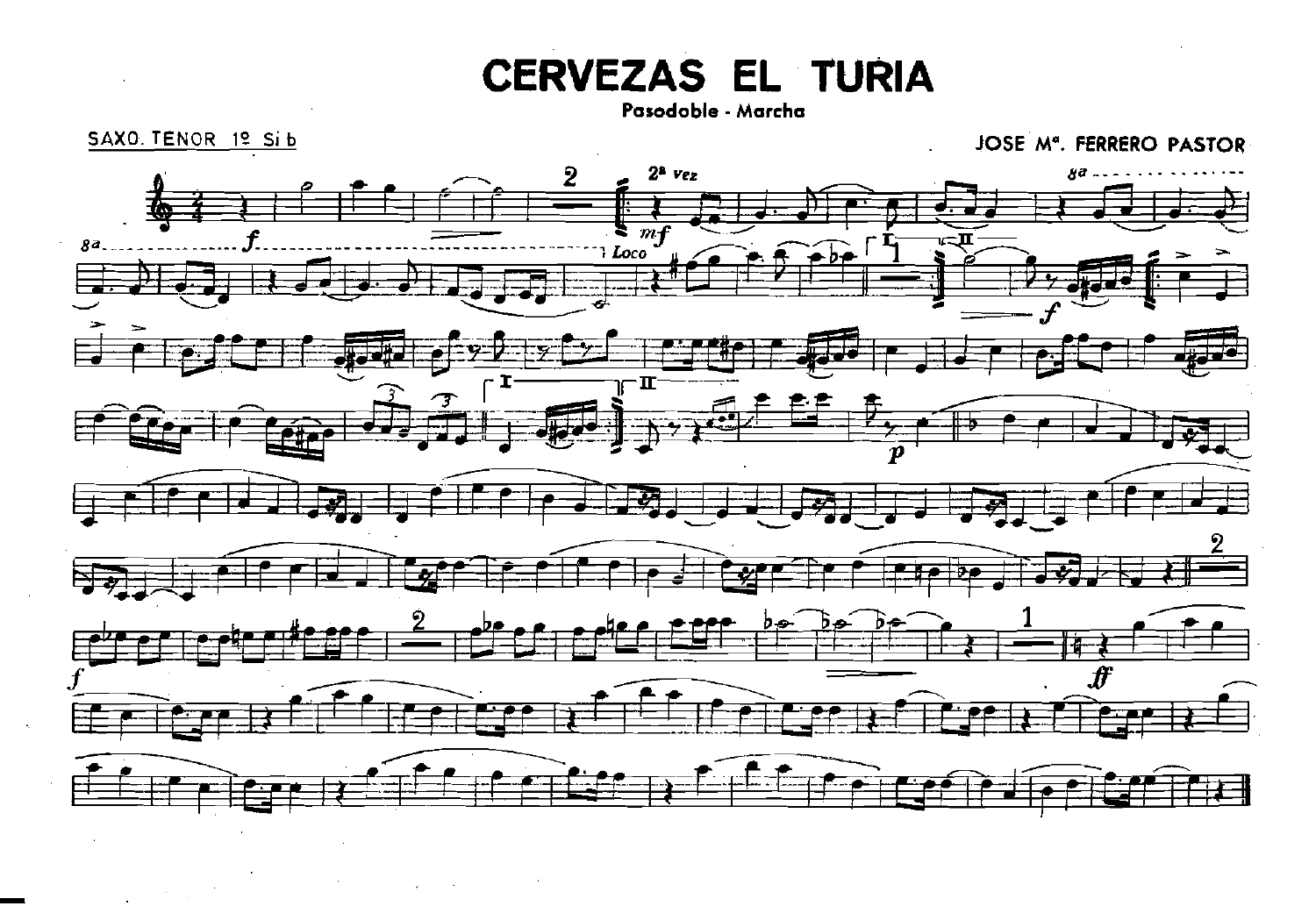# CERVEZAS EL TURIA

Pasodoble - Marcha

SAXO. TENOR 1º Si b

JOSE Mª. FERRERO PASTOR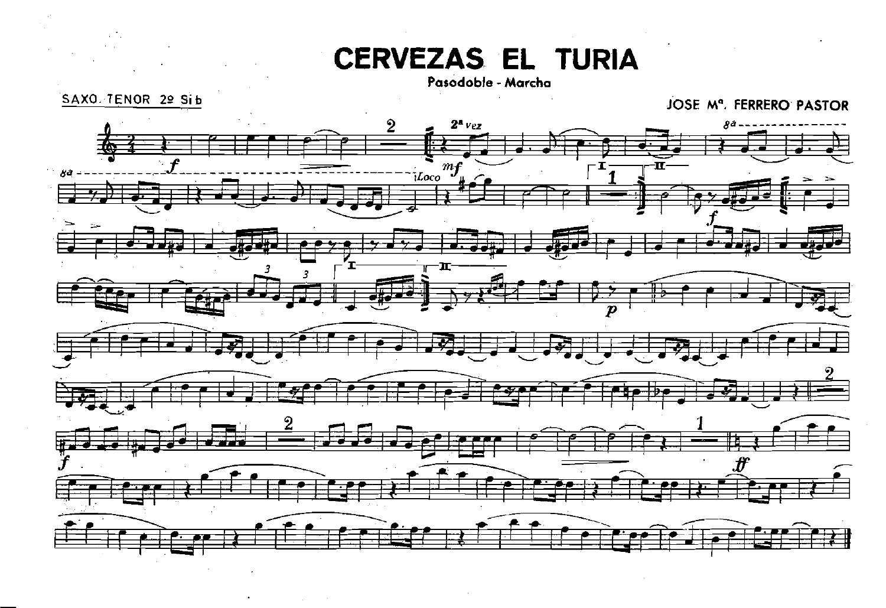# CERVEZAS EL TURIA

Pasodoble - Marcha

SAXO. TENOR 2º Si b

JOSE Mª. FERRERO PASTOR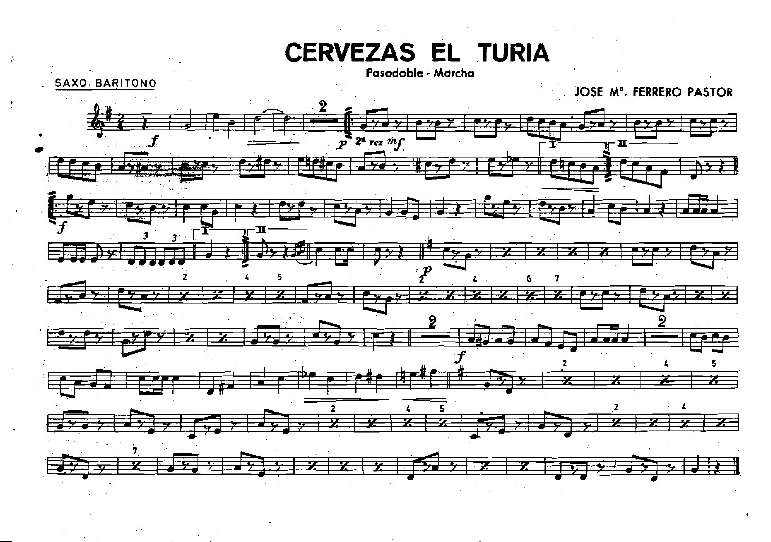# CERVEZAS EL TURIA

Pasodoble - Marcha

SAXO. BARITONO

JOSE Mª. FERRERO PASTOR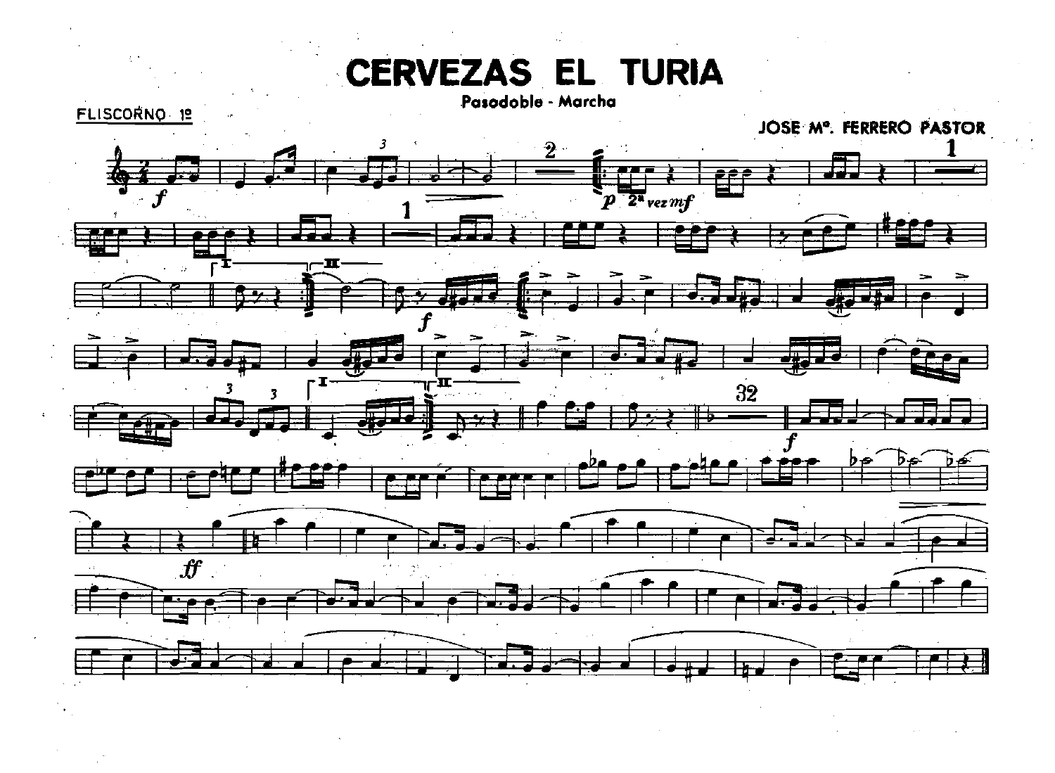# CERVEZAS EL TURIA

Pasodoble - Marcha

FLISCORNO 1º

JOSE Mª. FERRERO PASTOR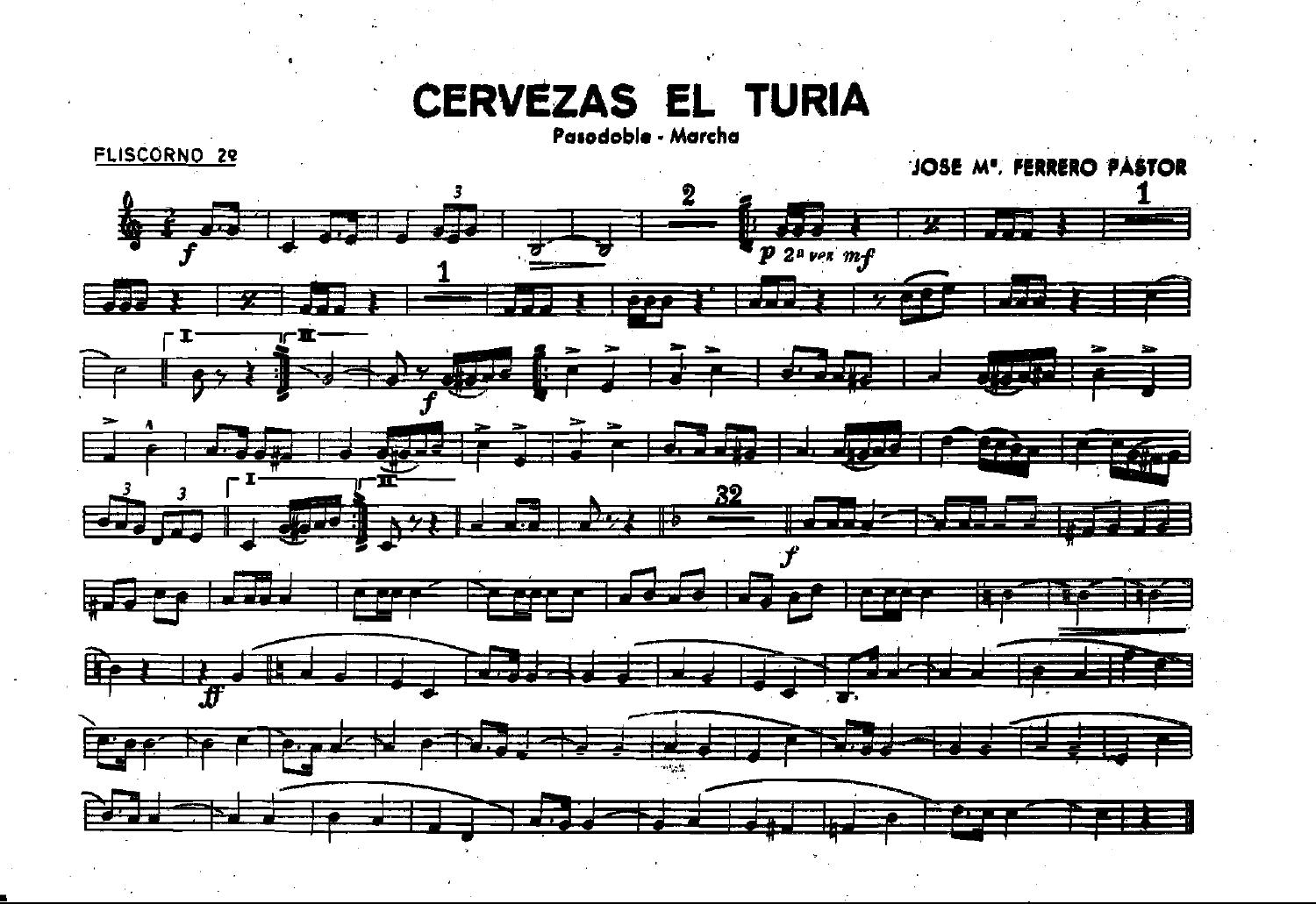# CERVEZAS EL TURIA

Pasodoble - Marcha

FLISCORNO 2º

JOSE Mª. FERRERO PASTOR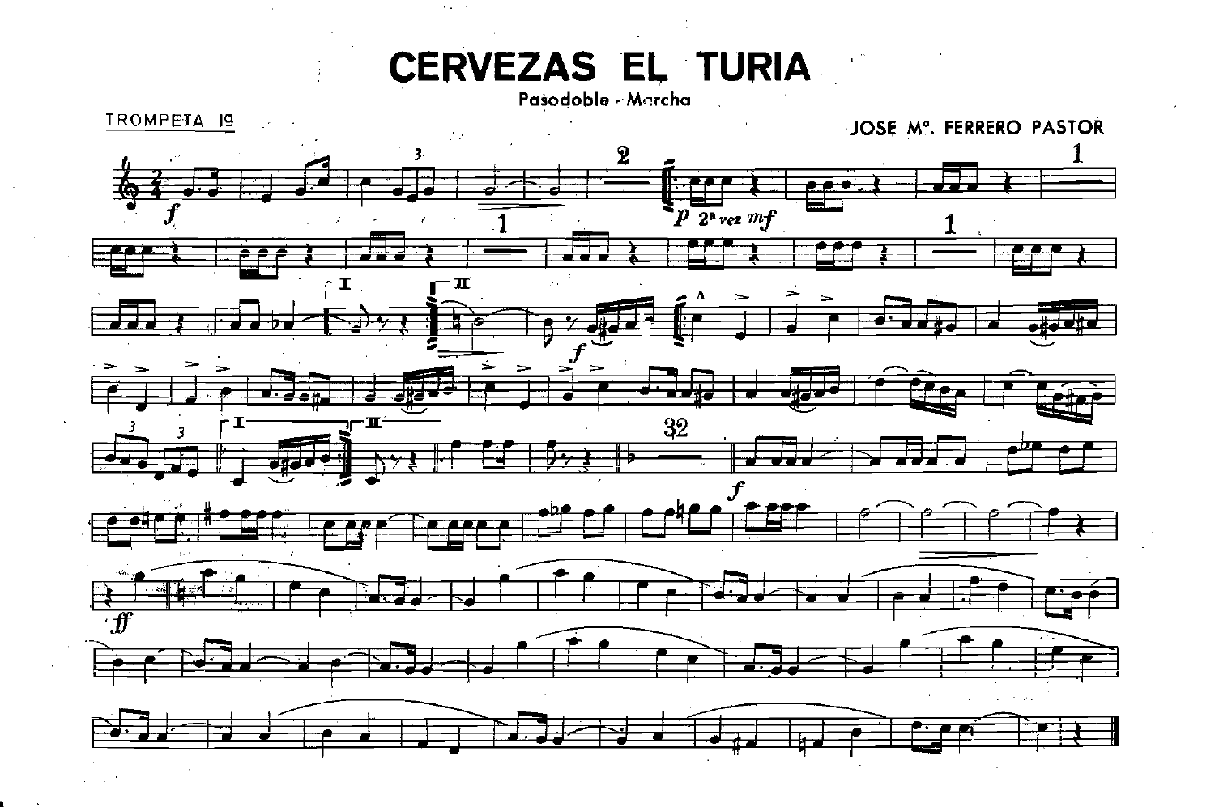# CERVEZAS EL TURIA

Pasodoble - Marcha

TROMPETA 1º

JOSE Mº. FERRERO PASTOR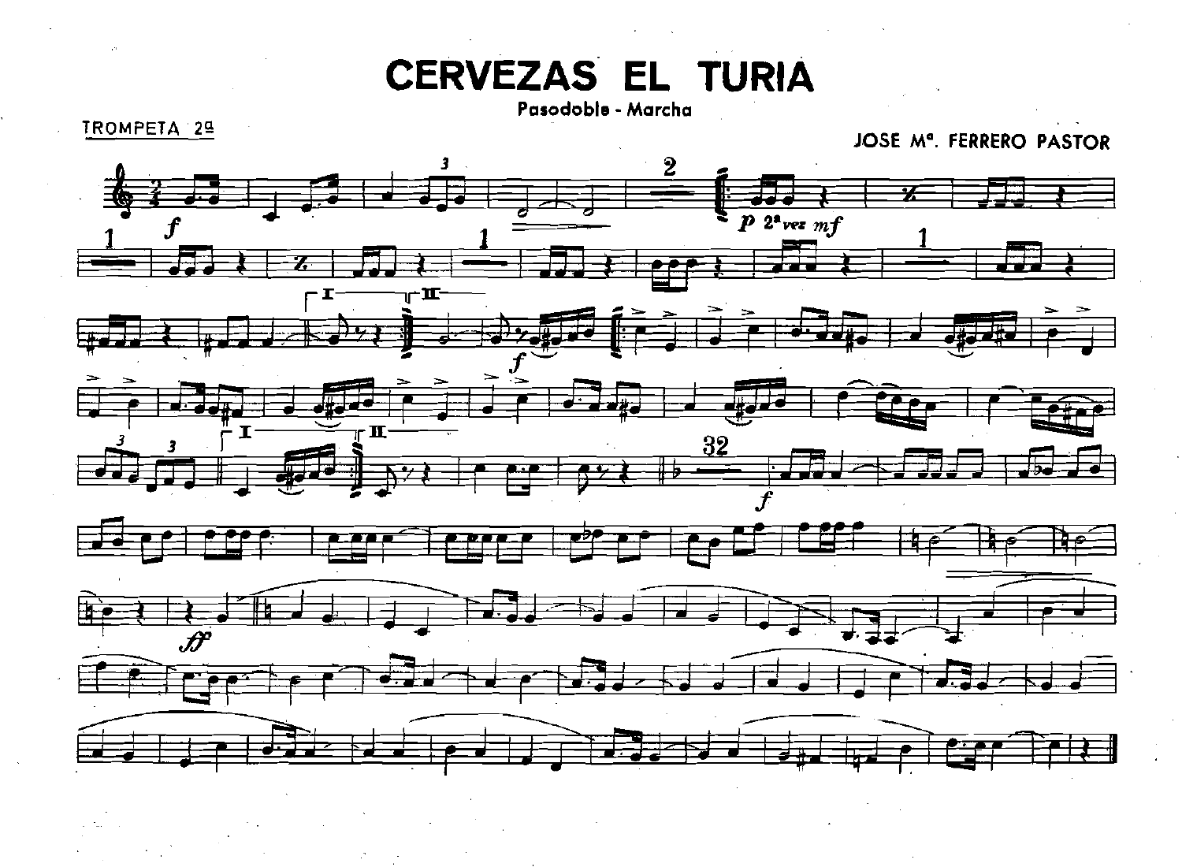# CERVEZAS EL TURIA

Pasodoble - Marcha

TROMPETA 2ª

JOSE Mª. FERRERO PASTOR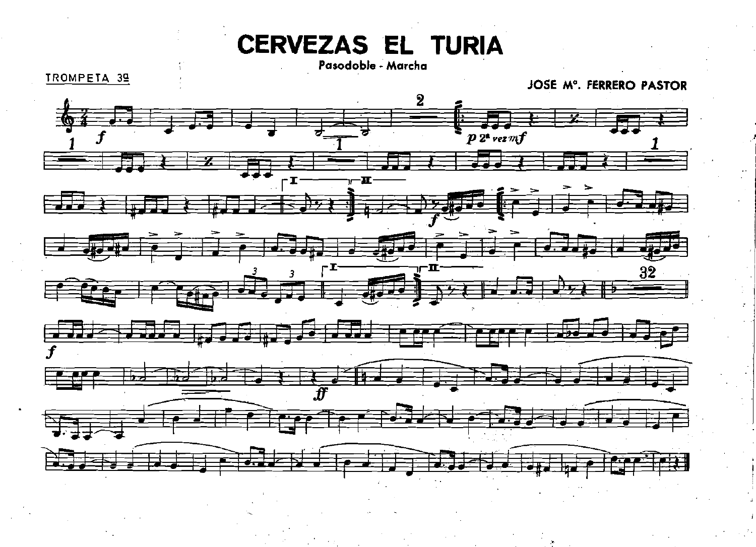# CERVEZAS EL TURIA

Pasodoble - Marcha

TROMPETA 3ª

JOSE Mª. FERRERO PASTOR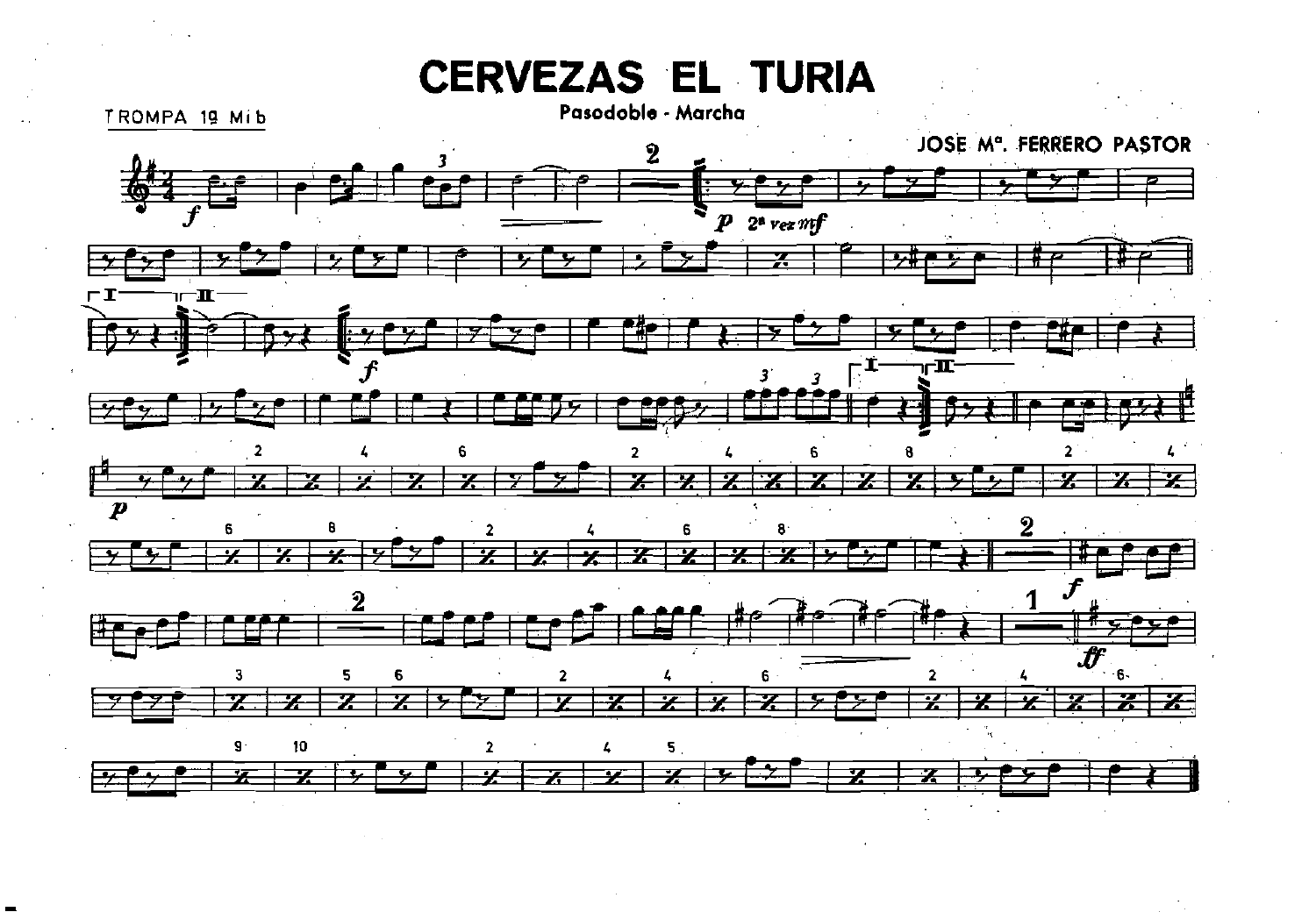# CERVEZAS EL TURIA

Pasodoble - Marcha

TROMPA 1º Mib

JOSE Mª. FERRERO PASTOR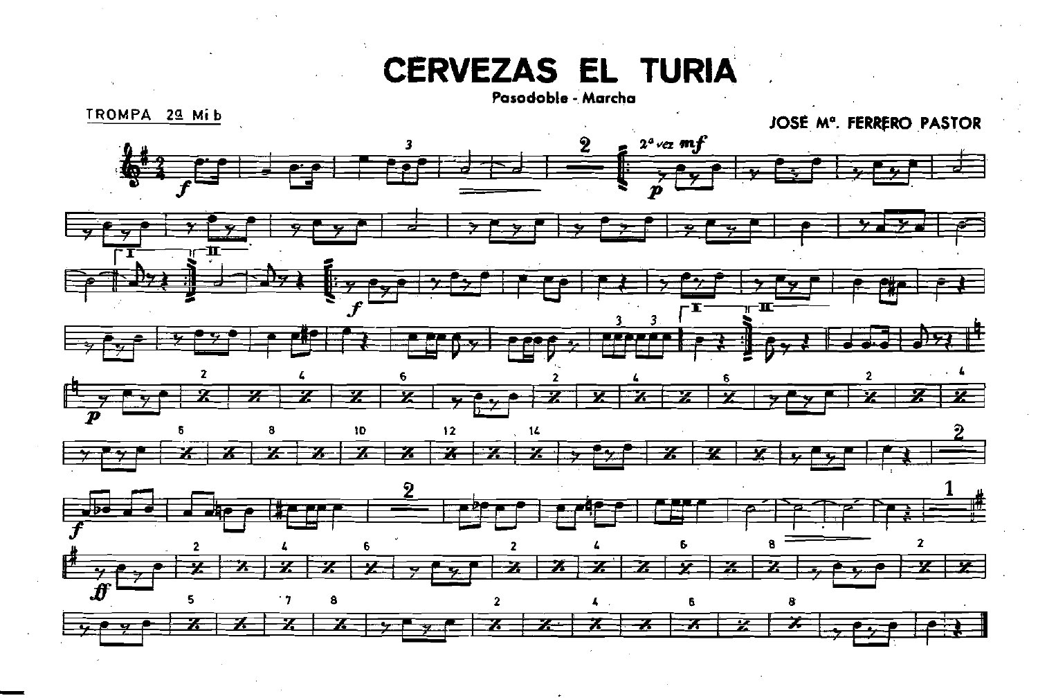# CERVEZAS EL TURIA

Pasodoble - Marcha

TROMPA 2a Mi b

JOSÉ Ma. FERRERO PASTOR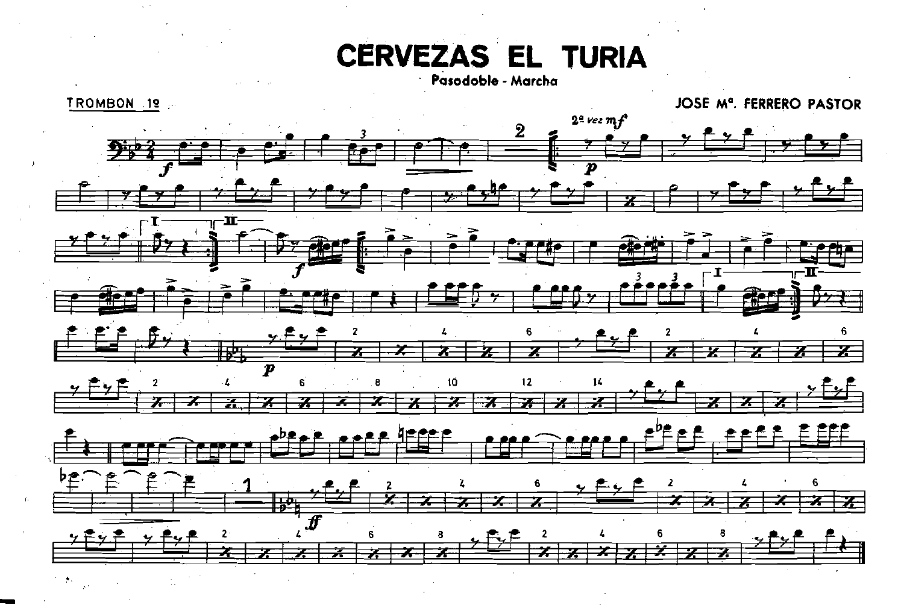# CERVEZAS EL TURIA

Pasodoble - Marcha

TROMBON 1º

JOSE Mª. FERRERO PASTOR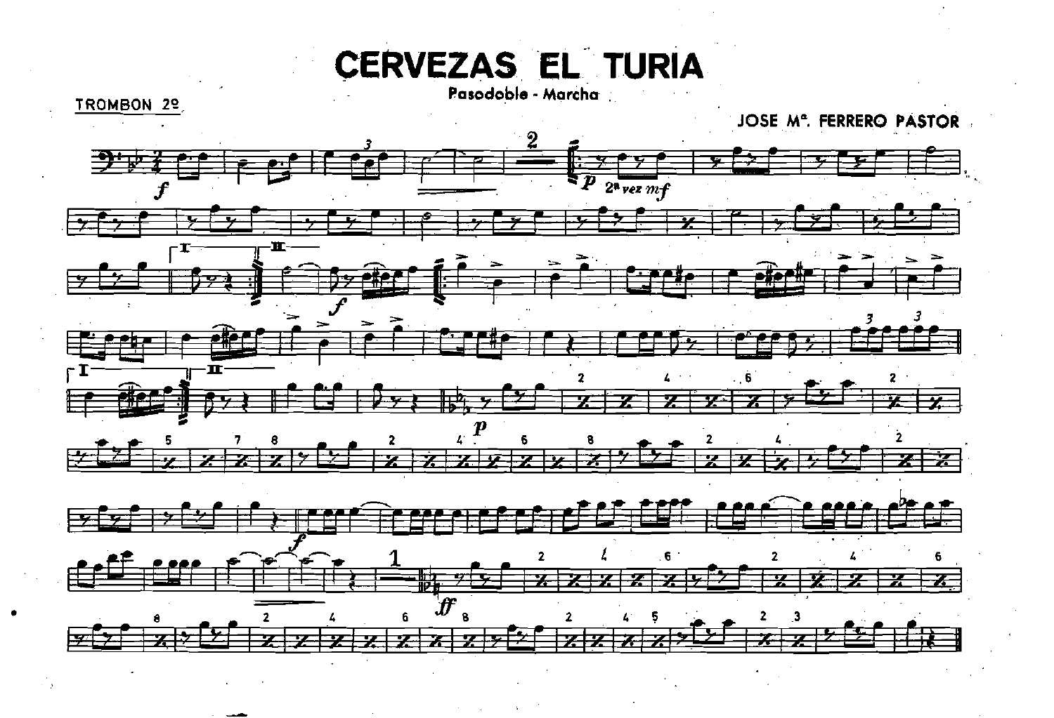# CERVEZAS EL TURIA

Pasodoble - Marcha

TROMBON 2º

JOSE Mª. FERRERO PASTOR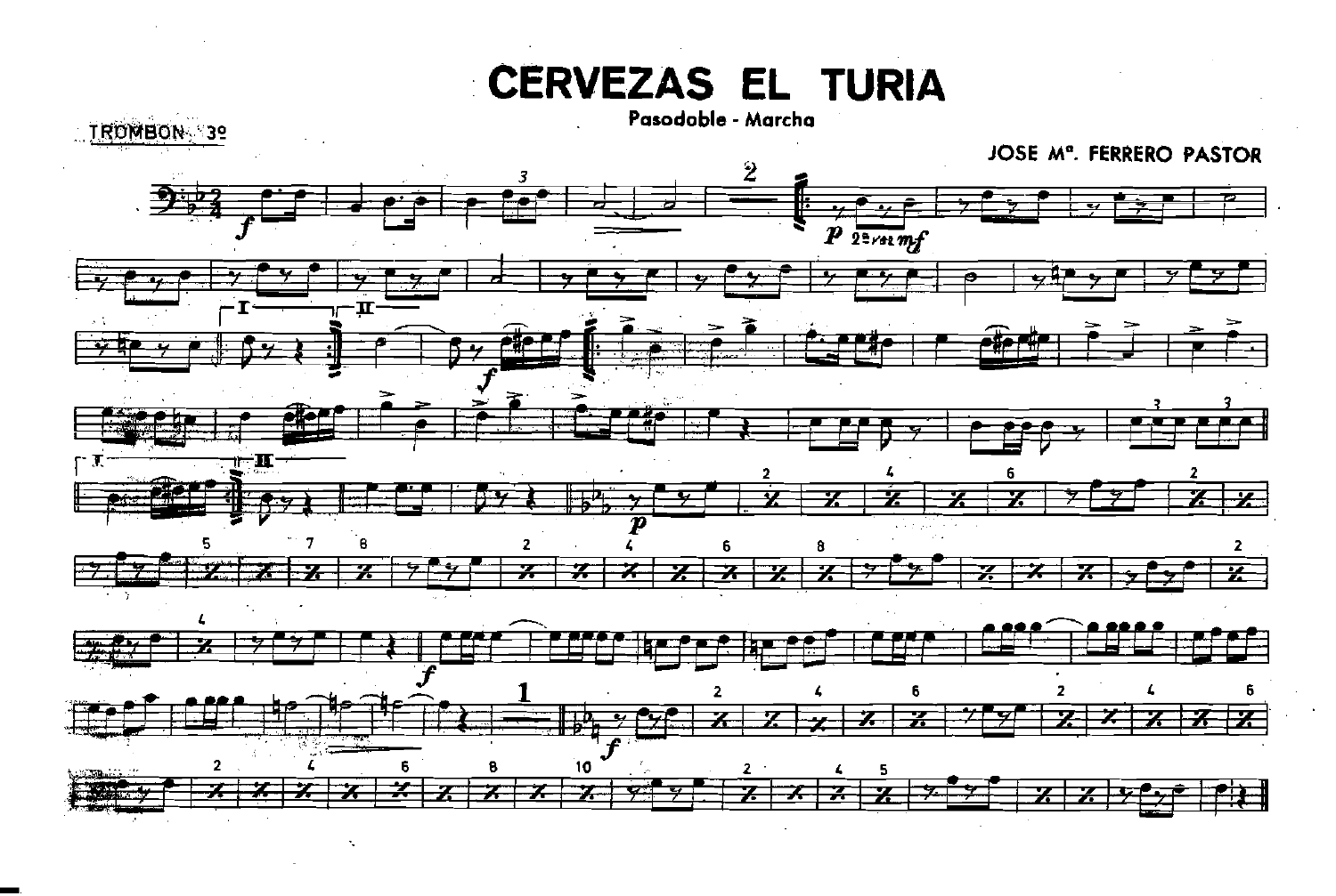# CERVEZAS EL TURIA

Pasodoble - Marcha

TROMBON 3º

JOSE Mª. FERRERO PASTOR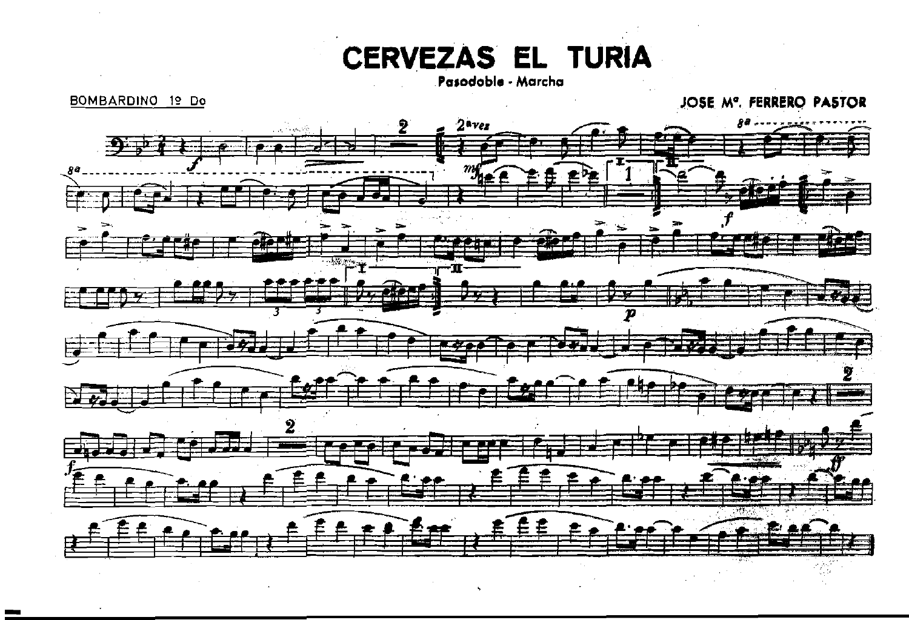# CERVEZAS EL TURIA

Pasodoble - Marcha

BOMBARDINO 1º Do

JOSE Mª. FERRERO PASTOR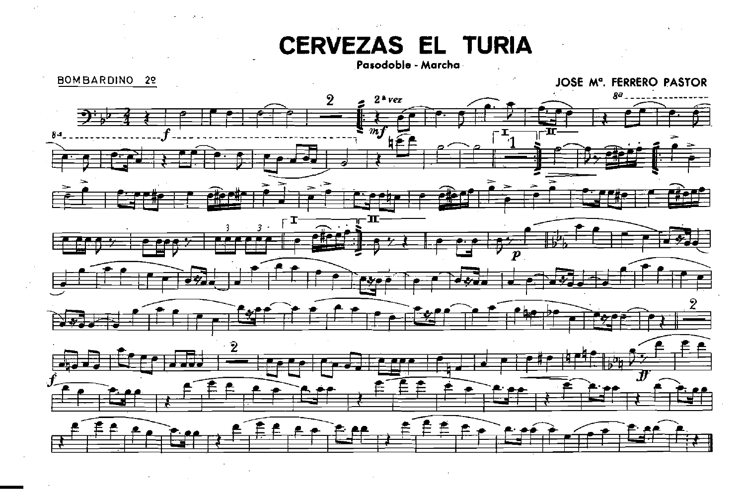# CERVEZAS EL TURIA

**Pasodoble - Marcha**

BOMBARDINO 2º

JOSE Mª. FERRERO PASTOR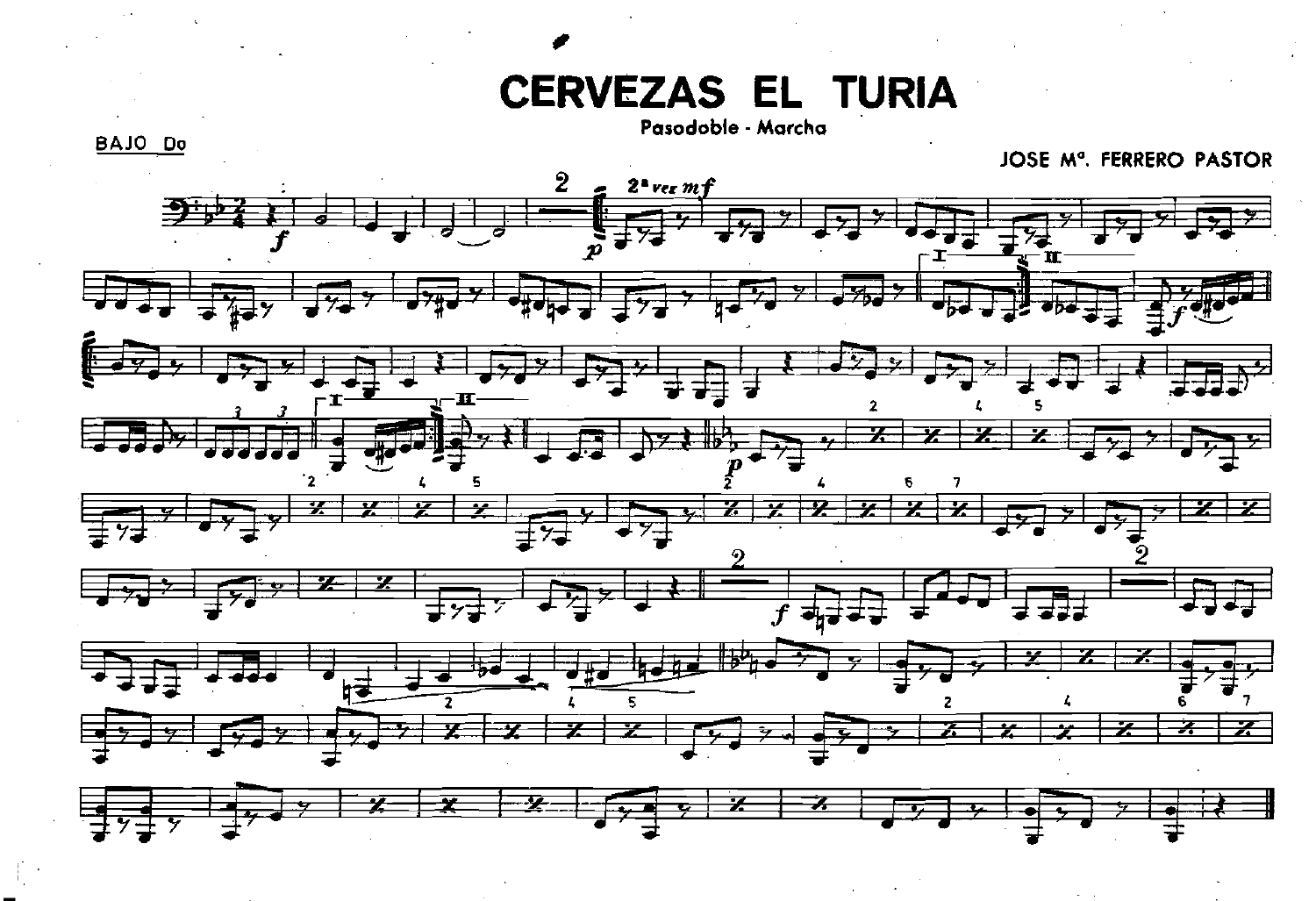# CERVEZAS EL TURIA

Pasodoble - Marcha

BAJO Do

JOSE Mª. FERRERO PASTOR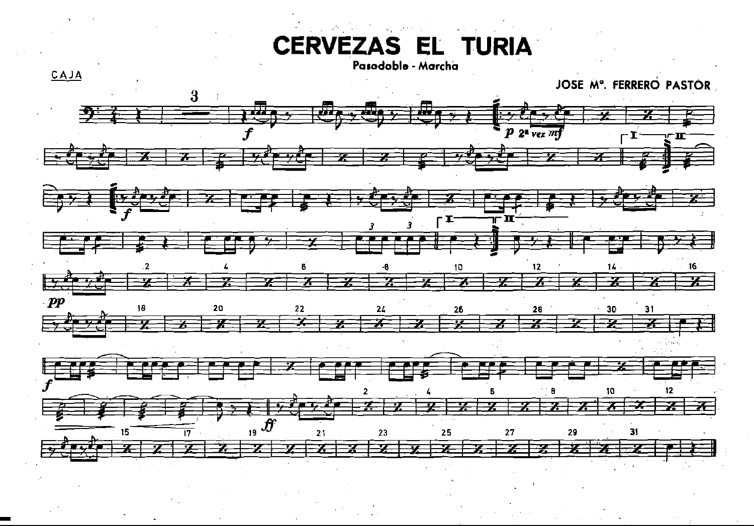# CERVEZAS EL TURIA

Pasodoble - Marcha

CAJA

JOSE Mª. FERRERO PASTOR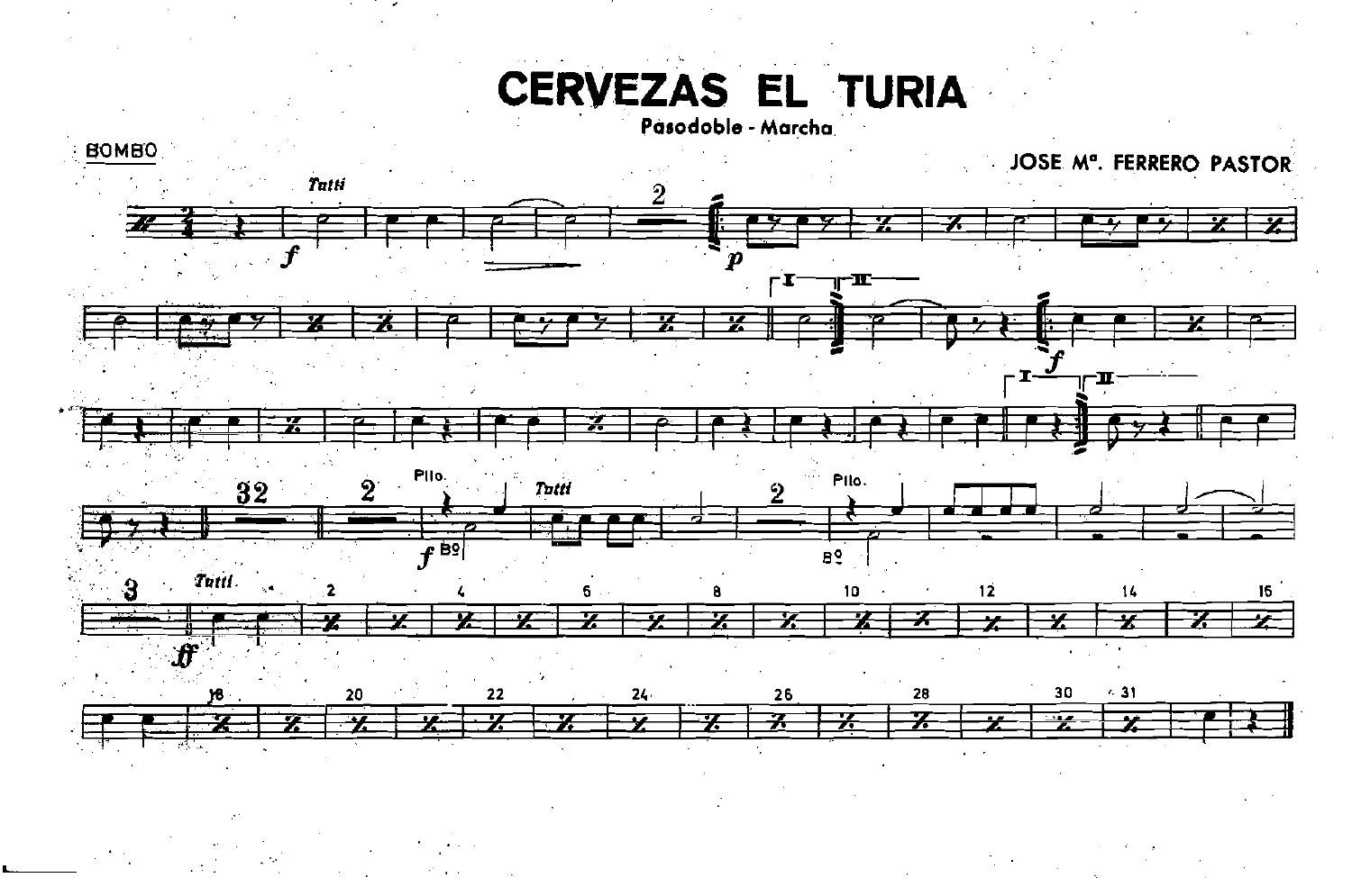# CERVEZAS EL TURIA

**Pasodoble - Marcha**

BOMBO

**JOSE Mª. FERRERO PASTOR**